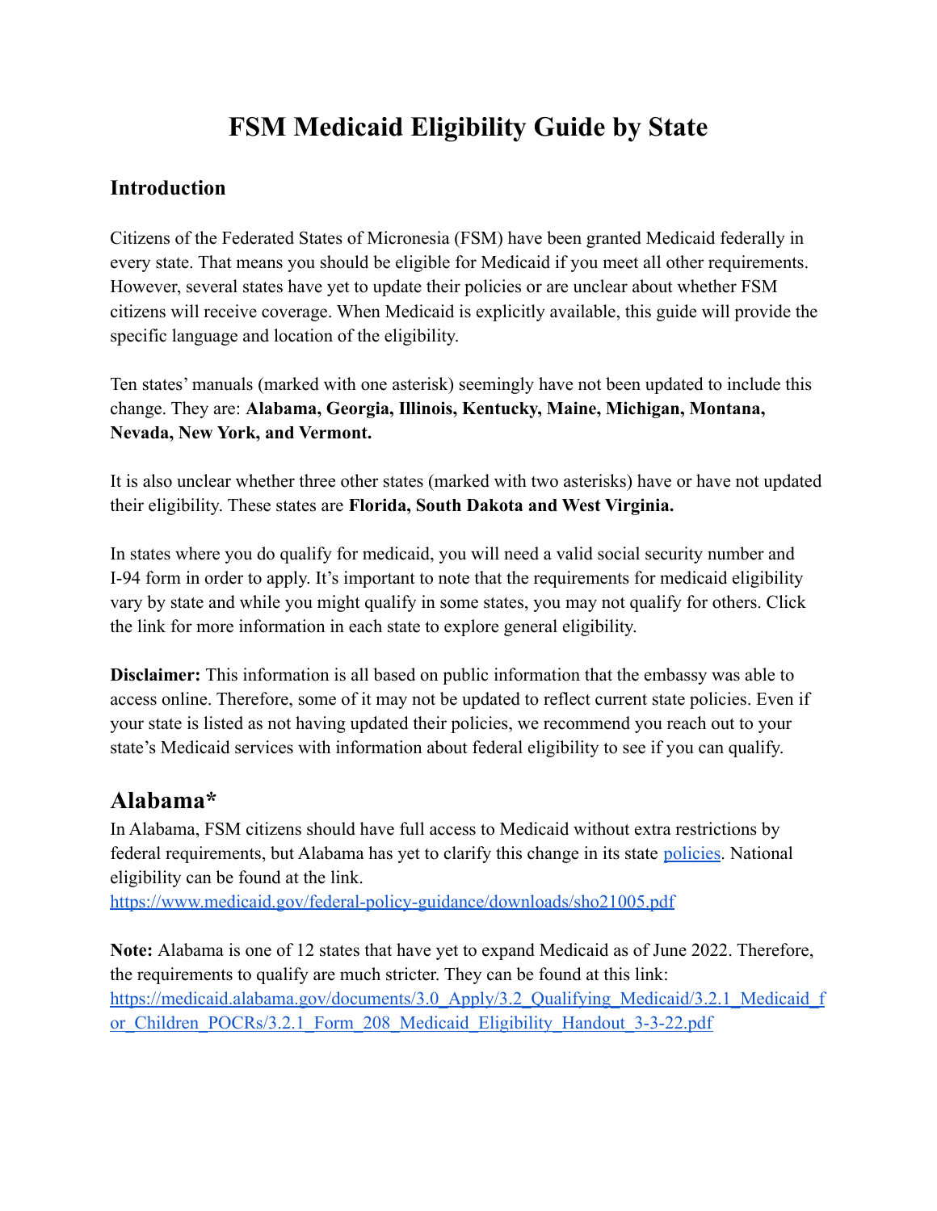# FSM Medicaid Eligibility Guide by State

## Introduction

Citizens of the Federated States of Micronesia (FSM) have been granted Medicaid federally in every state. That means you should be eligible for Medicaid if you meet all other requirements. However, several states have yet to update their policies or are unclear about whether FSM citizens will receive coverage. When Medicaid is explicitly available, this guide will provide the specific language and location of the eligibility.

Ten states' manuals (marked with one asterisk) seemingly have not been updated to include this change. They are: **Alabama, Georgia, Illinois, Kentucky, Maine, Michigan, Montana, Nevada, New York, and Vermont.**

It is also unclear whether three other states (marked with two asterisks) have or have not updated their eligibility. These states are **Florida, South Dakota and West Virginia.**

In states where you do qualify for medicaid, you will need a valid social security number and I-94 form in order to apply. It's important to note that the requirements for medicaid eligibility vary by state and while you might qualify in some states, you may not qualify for others. Click the link for more information in each state to explore general eligibility.

**Disclaimer:** This information is all based on public information that the embassy was able to access online. Therefore, some of it may not be updated to reflect current state policies. Even if your state is listed as not having updated their policies, we recommend you reach out to your state's Medicaid services with information about federal eligibility to see if you can qualify.

## Alabama*

In Alabama, FSM citizens should have full access to Medicaid without extra restrictions by federal requirements, but Alabama has yet to clarify this change in its state policies. National eligibility can be found at the link.
https://www.medicaid.gov/federal-policy-guidance/downloads/sho21005.pdf

**Note:** Alabama is one of 12 states that have yet to expand Medicaid as of June 2022. Therefore, the requirements to qualify are much stricter. They can be found at this link:
https://medicaid.alabama.gov/documents/3.0_Apply/3.2_Qualifying_Medicaid/3.2.1_Medicaid_for_Children_POCRs/3.2.1_Form_208_Medicaid_Eligibility_Handout_3-3-22.pdf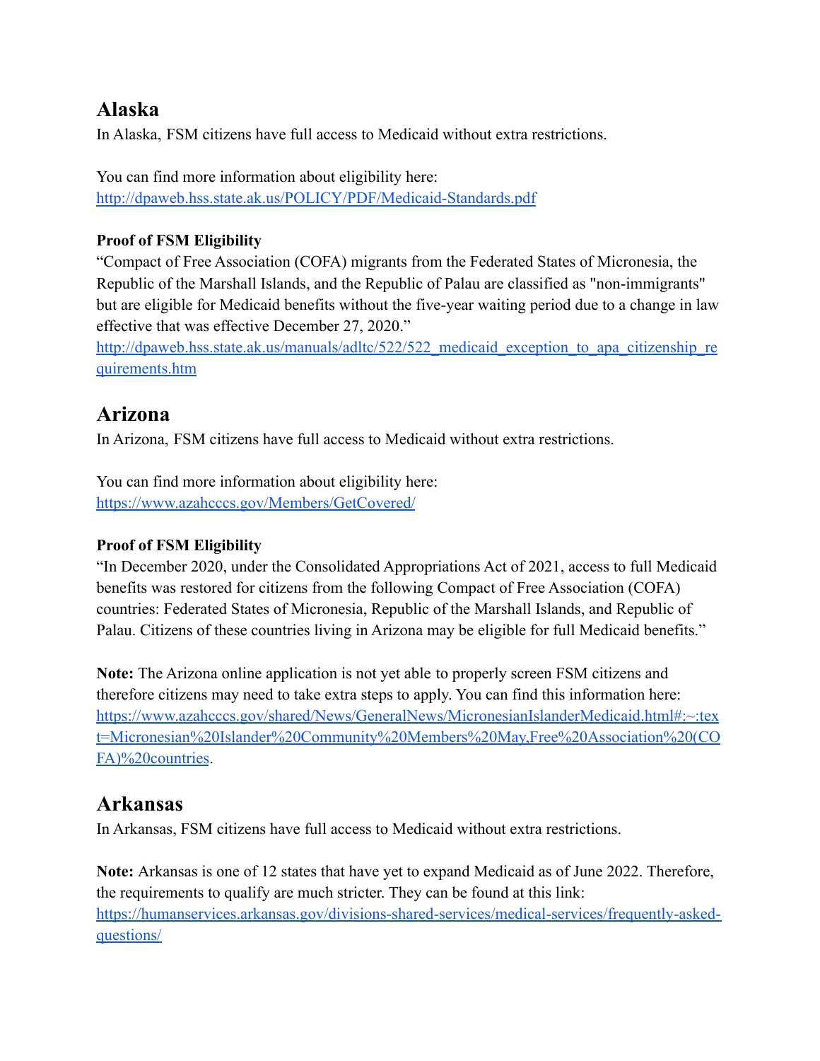## Alaska

In Alaska, FSM citizens have full access to Medicaid without extra restrictions.

You can find more information about eligibility here:
[http://dpaweb.hss.state.ak.us/POLICY/PDF/Medicaid-Standards.pdf](http://dpaweb.hss.state.ak.us/POLICY/PDF/Medicaid-Standards.pdf)

### Proof of FSM Eligibility

"Compact of Free Association (COFA) migrants from the Federated States of Micronesia, the Republic of the Marshall Islands, and the Republic of Palau are classified as "non-immigrants" but are eligible for Medicaid benefits without the five-year waiting period due to a change in law effective that was effective December 27, 2020."
[http://dpaweb.hss.state.ak.us/manuals/adltc/522/522_medicaid_exception_to_apa_citizenship_requirements.htm](http://dpaweb.hss.state.ak.us/manuals/adltc/522/522_medicaid_exception_to_apa_citizenship_requirements.htm)

## Arizona

In Arizona, FSM citizens have full access to Medicaid without extra restrictions.

You can find more information about eligibility here:
[https://www.azahcccs.gov/Members/GetCovered/](https://www.azahcccs.gov/Members/GetCovered/)

### Proof of FSM Eligibility

"In December 2020, under the Consolidated Appropriations Act of 2021, access to full Medicaid benefits was restored for citizens from the following Compact of Free Association (COFA) countries: Federated States of Micronesia, Republic of the Marshall Islands, and Republic of Palau. Citizens of these countries living in Arizona may be eligible for full Medicaid benefits."

**Note:** The Arizona online application is not yet able to properly screen FSM citizens and therefore citizens may need to take extra steps to apply. You can find this information here:
[https://www.azahcccs.gov/shared/News/GeneralNews/MicronesianIslanderMedicaid.html#:~:text=Micronesian%20Islander%20Community%20Members%20May,Free%20Association%20(COFA)%20countries](https://www.azahcccs.gov/shared/News/GeneralNews/MicronesianIslanderMedicaid.html#:~:text=Micronesian%20Islander%20Community%20Members%20May,Free%20Association%20(COFA)%20countries).

## Arkansas

In Arkansas, FSM citizens have full access to Medicaid without extra restrictions.

**Note:** Arkansas is one of 12 states that have yet to expand Medicaid as of June 2022. Therefore, the requirements to qualify are much stricter. They can be found at this link:
[https://humanservices.arkansas.gov/divisions-shared-services/medical-services/frequently-asked-questions/](https://humanservices.arkansas.gov/divisions-shared-services/medical-services/frequently-asked-questions/)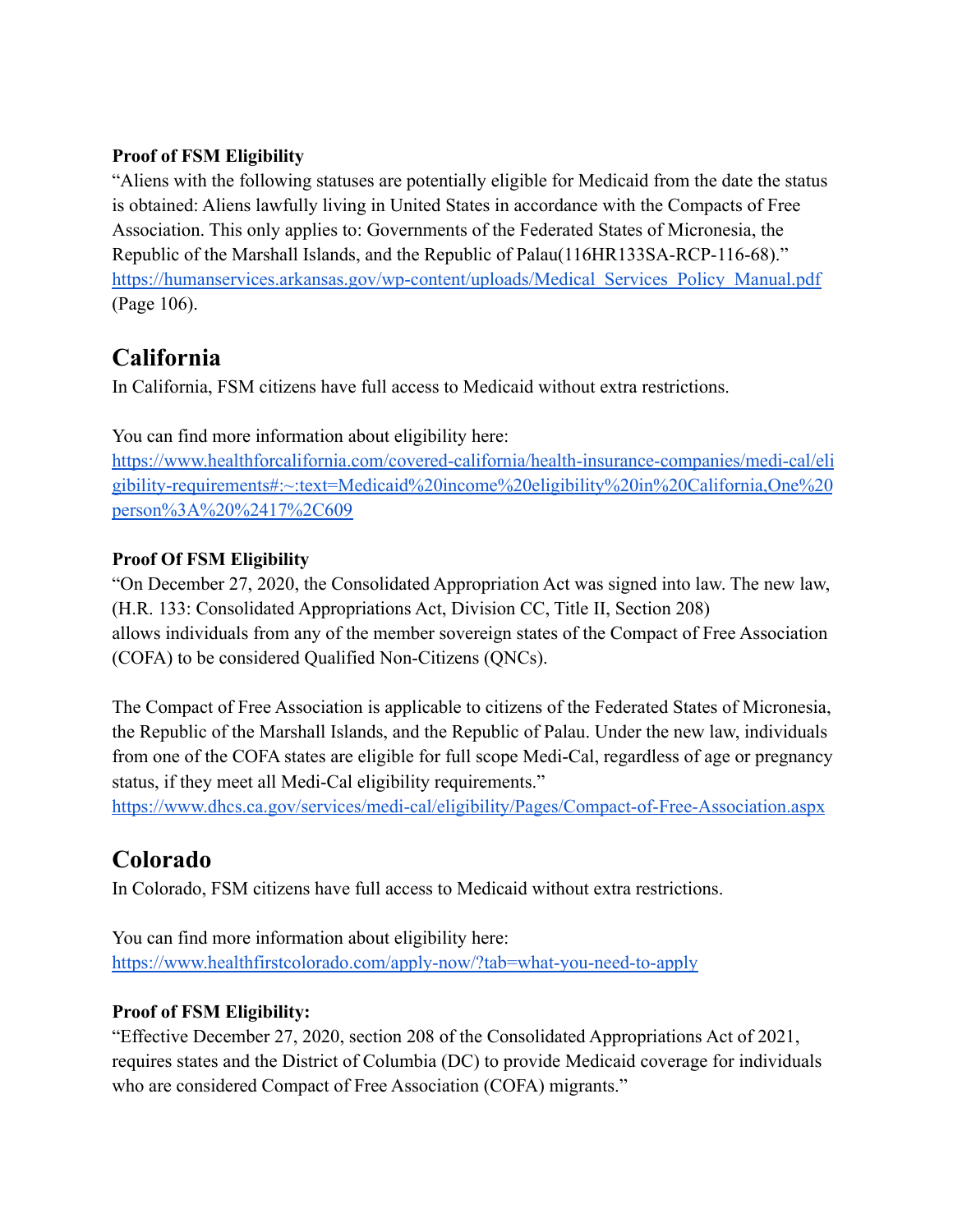**Proof of FSM Eligibility**

"Aliens with the following statuses are potentially eligible for Medicaid from the date the status is obtained: Aliens lawfully living in United States in accordance with the Compacts of Free Association. This only applies to: Governments of the Federated States of Micronesia, the Republic of the Marshall Islands, and the Republic of Palau(116HR133SA-RCP-116-68)."
https://humanservices.arkansas.gov/wp-content/uploads/Medical_Services_Policy_Manual.pdf (Page 106).

## California

In California, FSM citizens have full access to Medicaid without extra restrictions.

You can find more information about eligibility here:
https://www.healthforcalifornia.com/covered-california/health-insurance-companies/medi-cal/eligibility-requirements#:~:text=Medicaid%20income%20eligibility%20in%20California,One%20person%3A%20%2417%2C609

**Proof Of FSM Eligibility**

"On December 27, 2020, the Consolidated Appropriation Act was signed into law. The new law, (H.R. 133: Consolidated Appropriations Act, Division CC, Title II, Section 208) allows individuals from any of the member sovereign states of the Compact of Free Association (COFA) to be considered Qualified Non-Citizens (QNCs).

The Compact of Free Association is applicable to citizens of the Federated States of Micronesia, the Republic of the Marshall Islands, and the Republic of Palau. Under the new law, individuals from one of the COFA states are eligible for full scope Medi-Cal, regardless of age or pregnancy status, if they meet all Medi-Cal eligibility requirements."
https://www.dhcs.ca.gov/services/medi-cal/eligibility/Pages/Compact-of-Free-Association.aspx

## Colorado

In Colorado, FSM citizens have full access to Medicaid without extra restrictions.

You can find more information about eligibility here:
https://www.healthfirstcolorado.com/apply-now/?tab=what-you-need-to-apply

**Proof of FSM Eligibility:**

"Effective December 27, 2020, section 208 of the Consolidated Appropriations Act of 2021, requires states and the District of Columbia (DC) to provide Medicaid coverage for individuals who are considered Compact of Free Association (COFA) migrants."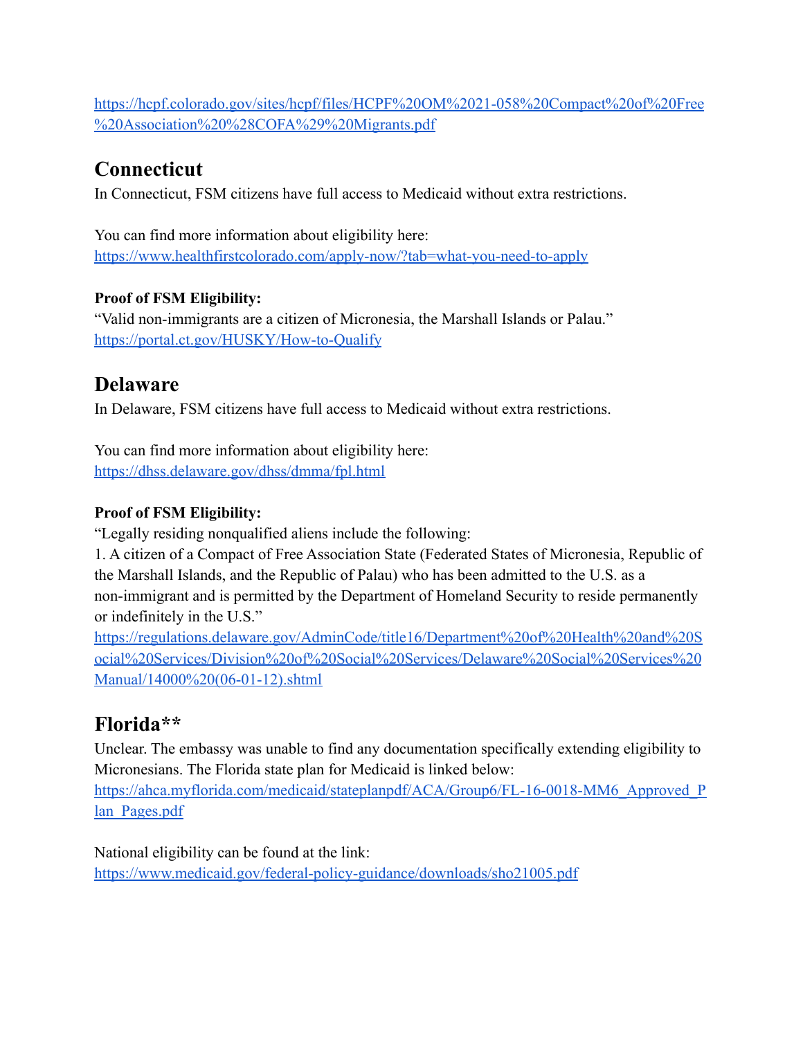https://hcpf.colorado.gov/sites/hcpf/files/HCPF%20OM%2021-058%20Compact%20of%20Free%20Association%20%28COFA%29%20Migrants.pdf

## Connecticut

In Connecticut, FSM citizens have full access to Medicaid without extra restrictions.

You can find more information about eligibility here:
https://www.healthfirstcolorado.com/apply-now/?tab=what-you-need-to-apply

**Proof of FSM Eligibility:**
"Valid non-immigrants are a citizen of Micronesia, the Marshall Islands or Palau."
https://portal.ct.gov/HUSKY/How-to-Qualify

## Delaware

In Delaware, FSM citizens have full access to Medicaid without extra restrictions.

You can find more information about eligibility here:
https://dhss.delaware.gov/dhss/dmma/fpl.html

**Proof of FSM Eligibility:**
"Legally residing nonqualified aliens include the following:
1. A citizen of a Compact of Free Association State (Federated States of Micronesia, Republic of the Marshall Islands, and the Republic of Palau) who has been admitted to the U.S. as a non-immigrant and is permitted by the Department of Homeland Security to reside permanently or indefinitely in the U.S."
https://regulations.delaware.gov/AdminCode/title16/Department%20of%20Health%20and%20Social%20Services/Division%20of%20Social%20Services/Delaware%20Social%20Services%20Manual/14000%20(06-01-12).shtml

## Florida**

Unclear. The embassy was unable to find any documentation specifically extending eligibility to Micronesians. The Florida state plan for Medicaid is linked below:
https://ahca.myflorida.com/medicaid/stateplanpdf/ACA/Group6/FL-16-0018-MM6_Approved_Plan_Pages.pdf

National eligibility can be found at the link:
https://www.medicaid.gov/federal-policy-guidance/downloads/sho21005.pdf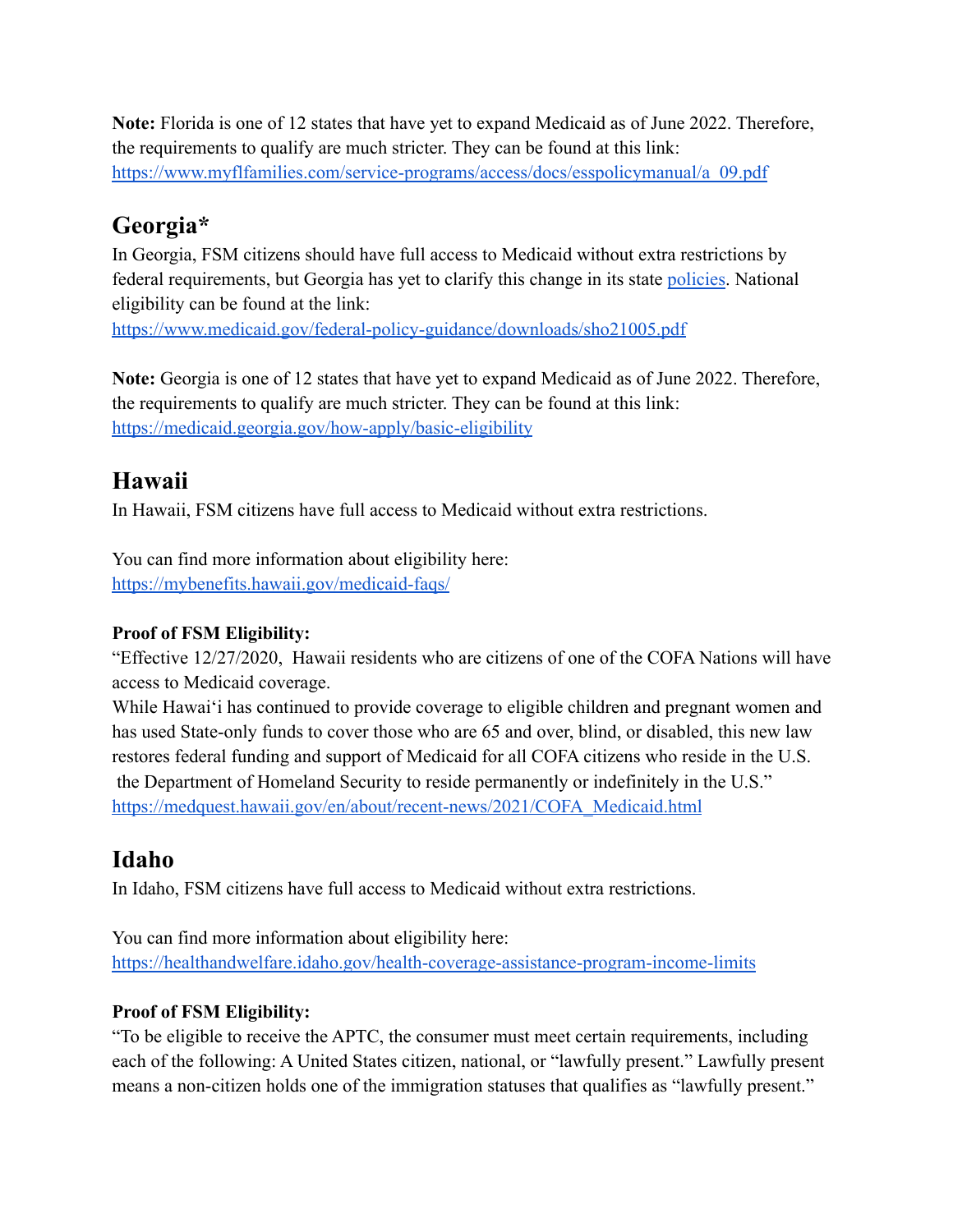**Note:** Florida is one of 12 states that have yet to expand Medicaid as of June 2022. Therefore, the requirements to qualify are much stricter. They can be found at this link: https://www.myflfamilies.com/service-programs/access/docs/esspolicymanual/a_09.pdf

## Georgia*

In Georgia, FSM citizens should have full access to Medicaid without extra restrictions by federal requirements, but Georgia has yet to clarify this change in its state policies. National eligibility can be found at the link: https://www.medicaid.gov/federal-policy-guidance/downloads/sho21005.pdf

**Note:** Georgia is one of 12 states that have yet to expand Medicaid as of June 2022. Therefore, the requirements to qualify are much stricter. They can be found at this link: https://medicaid.georgia.gov/how-apply/basic-eligibility

## Hawaii

In Hawaii, FSM citizens have full access to Medicaid without extra restrictions.

You can find more information about eligibility here: https://mybenefits.hawaii.gov/medicaid-faqs/

**Proof of FSM Eligibility:**

"Effective 12/27/2020, Hawaii residents who are citizens of one of the COFA Nations will have access to Medicaid coverage.
While Hawaiʻi has continued to provide coverage to eligible children and pregnant women and has used State-only funds to cover those who are 65 and over, blind, or disabled, this new law restores federal funding and support of Medicaid for all COFA citizens who reside in the U.S. the Department of Homeland Security to reside permanently or indefinitely in the U.S."
https://medquest.hawaii.gov/en/about/recent-news/2021/COFA_Medicaid.html

## Idaho

In Idaho, FSM citizens have full access to Medicaid without extra restrictions.

You can find more information about eligibility here: https://healthandwelfare.idaho.gov/health-coverage-assistance-program-income-limits

**Proof of FSM Eligibility:**

"To be eligible to receive the APTC, the consumer must meet certain requirements, including each of the following: A United States citizen, national, or "lawfully present." Lawfully present means a non-citizen holds one of the immigration statuses that qualifies as "lawfully present."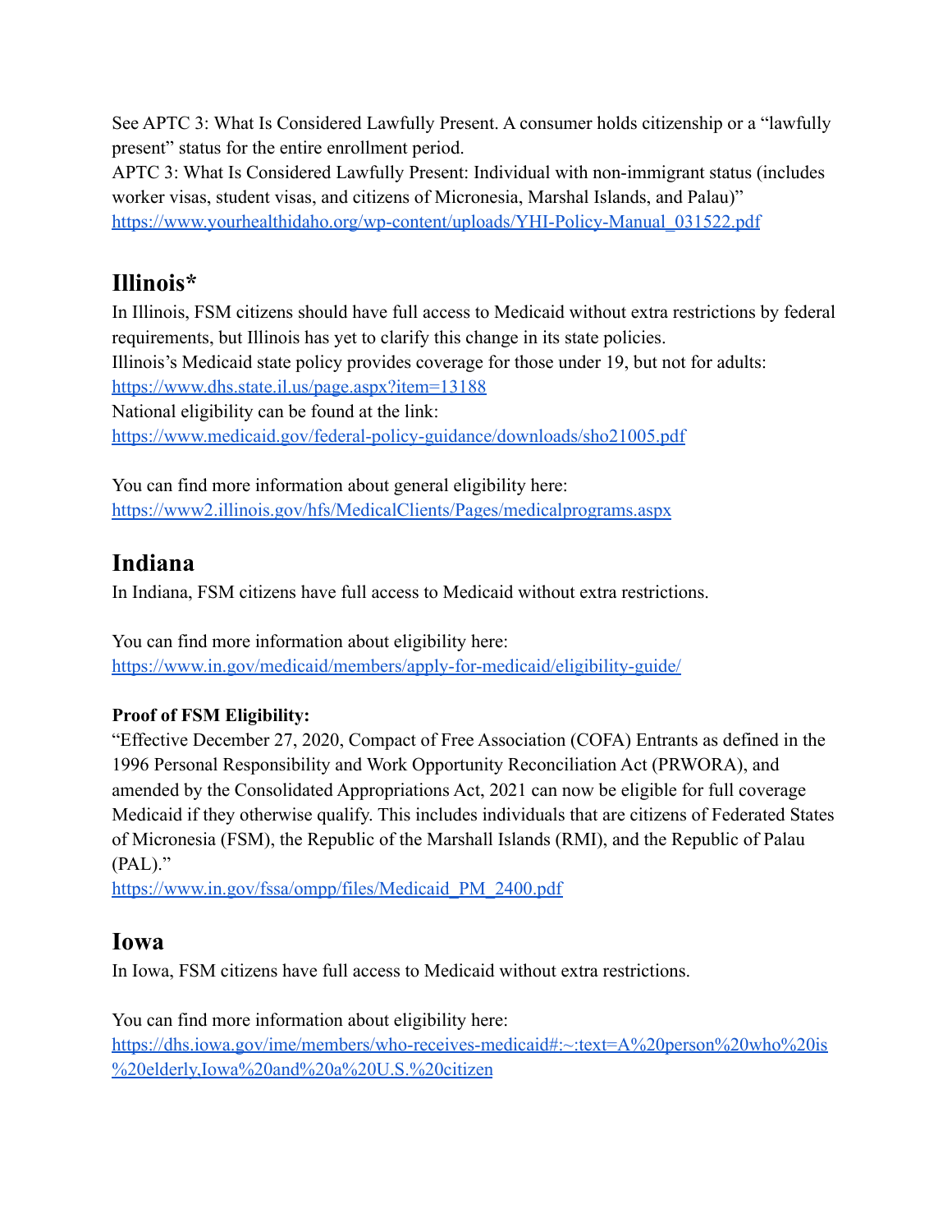See APTC 3: What Is Considered Lawfully Present. A consumer holds citizenship or a "lawfully present" status for the entire enrollment period.
APTC 3: What Is Considered Lawfully Present: Individual with non-immigrant status (includes worker visas, student visas, and citizens of Micronesia, Marshal Islands, and Palau)"
https://www.yourhealthidaho.org/wp-content/uploads/YHI-Policy-Manual_031522.pdf

## Illinois*

In Illinois, FSM citizens should have full access to Medicaid without extra restrictions by federal requirements, but Illinois has yet to clarify this change in its state policies.
Illinois's Medicaid state policy provides coverage for those under 19, but not for adults:
https://www.dhs.state.il.us/page.aspx?item=13188
National eligibility can be found at the link:
https://www.medicaid.gov/federal-policy-guidance/downloads/sho21005.pdf

You can find more information about general eligibility here:
https://www2.illinois.gov/hfs/MedicalClients/Pages/medicalprograms.aspx

## Indiana

In Indiana, FSM citizens have full access to Medicaid without extra restrictions.

You can find more information about eligibility here:
https://www.in.gov/medicaid/members/apply-for-medicaid/eligibility-guide/

**Proof of FSM Eligibility:**

"Effective December 27, 2020, Compact of Free Association (COFA) Entrants as defined in the 1996 Personal Responsibility and Work Opportunity Reconciliation Act (PRWORA), and amended by the Consolidated Appropriations Act, 2021 can now be eligible for full coverage Medicaid if they otherwise qualify. This includes individuals that are citizens of Federated States of Micronesia (FSM), the Republic of the Marshall Islands (RMI), and the Republic of Palau (PAL)."
https://www.in.gov/fssa/ompp/files/Medicaid_PM_2400.pdf

## Iowa

In Iowa, FSM citizens have full access to Medicaid without extra restrictions.

You can find more information about eligibility here:
https://dhs.iowa.gov/ime/members/who-receives-medicaid#:~:text=A%20person%20who%20is%20elderly,Iowa%20and%20a%20U.S.%20citizen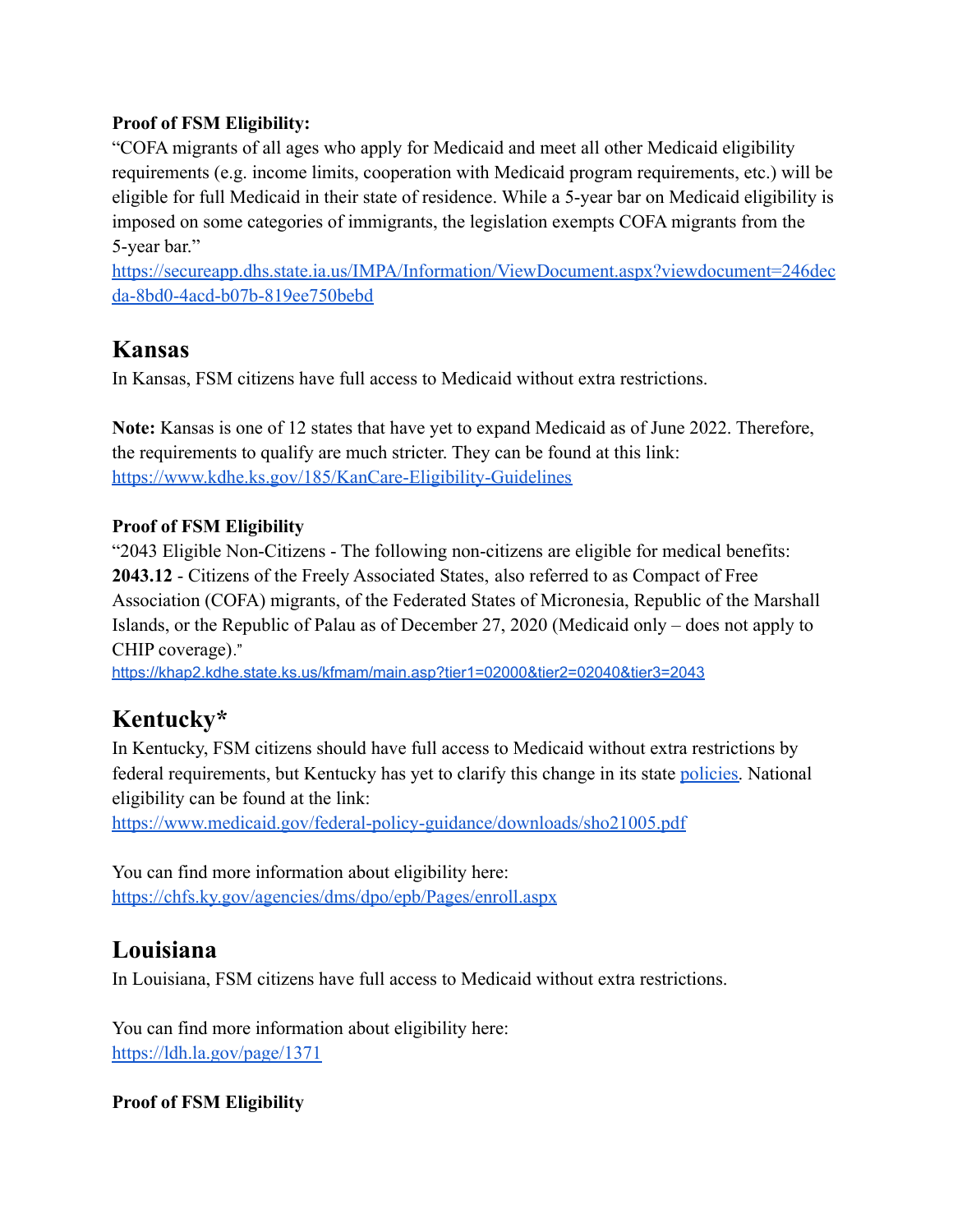**Proof of FSM Eligibility:**

"COFA migrants of all ages who apply for Medicaid and meet all other Medicaid eligibility requirements (e.g. income limits, cooperation with Medicaid program requirements, etc.) will be eligible for full Medicaid in their state of residence. While a 5-year bar on Medicaid eligibility is imposed on some categories of immigrants, the legislation exempts COFA migrants from the 5-year bar."

https://secureapp.dhs.state.ia.us/IMPA/Information/ViewDocument.aspx?viewdocument=246decda-8bd0-4acd-b07b-819ee750bebd

## Kansas

In Kansas, FSM citizens have full access to Medicaid without extra restrictions.

**Note:** Kansas is one of 12 states that have yet to expand Medicaid as of June 2022. Therefore, the requirements to qualify are much stricter. They can be found at this link: https://www.kdhe.ks.gov/185/KanCare-Eligibility-Guidelines

**Proof of FSM Eligibility**

"2043 Eligible Non-Citizens - The following non-citizens are eligible for medical benefits: **2043.12** - Citizens of the Freely Associated States, also referred to as Compact of Free Association (COFA) migrants, of the Federated States of Micronesia, Republic of the Marshall Islands, or the Republic of Palau as of December 27, 2020 (Medicaid only – does not apply to CHIP coverage)."

https://khap2.kdhe.state.ks.us/kfmam/main.asp?tier1=02000&tier2=02040&tier3=2043

## Kentucky*

In Kentucky, FSM citizens should have full access to Medicaid without extra restrictions by federal requirements, but Kentucky has yet to clarify this change in its state policies. National eligibility can be found at the link: https://www.medicaid.gov/federal-policy-guidance/downloads/sho21005.pdf

You can find more information about eligibility here: https://chfs.ky.gov/agencies/dms/dpo/epb/Pages/enroll.aspx

## Louisiana

In Louisiana, FSM citizens have full access to Medicaid without extra restrictions.

You can find more information about eligibility here: https://ldh.la.gov/page/1371

**Proof of FSM Eligibility**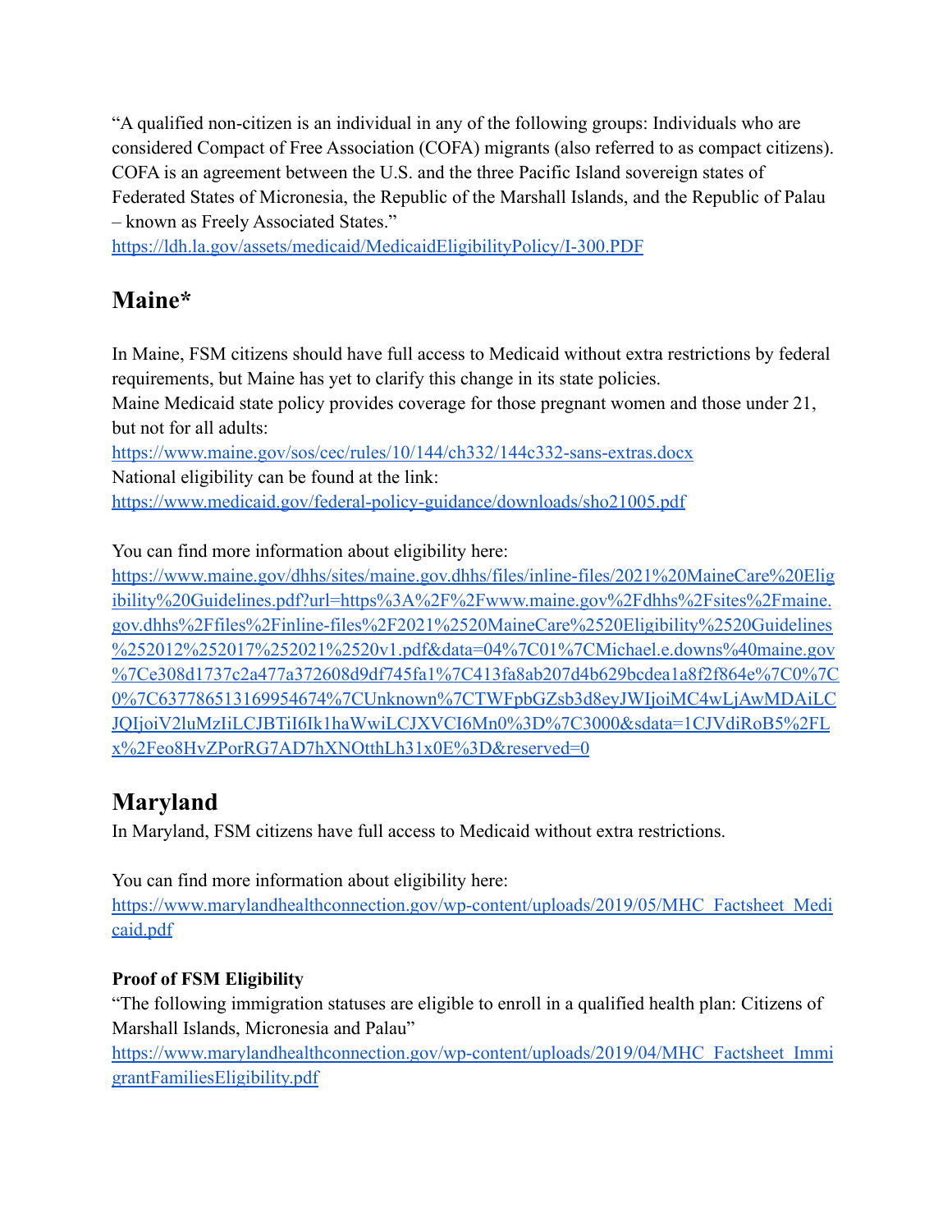"A qualified non-citizen is an individual in any of the following groups: Individuals who are considered Compact of Free Association (COFA) migrants (also referred to as compact citizens). COFA is an agreement between the U.S. and the three Pacific Island sovereign states of Federated States of Micronesia, the Republic of the Marshall Islands, and the Republic of Palau – known as Freely Associated States."
https://ldh.la.gov/assets/medicaid/MedicaidEligibilityPolicy/I-300.PDF

## Maine*

In Maine, FSM citizens should have full access to Medicaid without extra restrictions by federal requirements, but Maine has yet to clarify this change in its state policies.
Maine Medicaid state policy provides coverage for those pregnant women and those under 21, but not for all adults:
https://www.maine.gov/sos/cec/rules/10/144/ch332/144c332-sans-extras.docx
National eligibility can be found at the link:
https://www.medicaid.gov/federal-policy-guidance/downloads/sho21005.pdf

You can find more information about eligibility here:
https://www.maine.gov/dhhs/sites/maine.gov.dhhs/files/inline-files/2021%20MaineCare%20Eligibility%20Guidelines.pdf?url=https%3A%2F%2Fwww.maine.gov%2Fdhhs%2Fsites%2Fmaine.gov.dhhs%2Ffiles%2Finline-files%2F2021%2520MaineCare%2520Eligibility%2520Guidelines%252012%252017%252021%2520v1.pdf&data=04%7C01%7CMichael.e.downs%40maine.gov%7Ce308d1737c2a477a372608d9df745fa1%7C413fa8ab207d4b629bcdea1a8f2f864e%7C0%7C0%7C637786513169954674%7CUnknown%7CTWFpbGZsb3d8eyJWIjoiMC4wLjAwMDAiLCJQIjoiV2luMzIiLCJBTiI6Ik1haWwiLCJXVCI6Mn0%3D%7C3000&sdata=1CJVdiRoB5%2FLx%2Feo8HvZPorRG7AD7hXNOtthLh31x0E%3D&reserved=0

## Maryland

In Maryland, FSM citizens have full access to Medicaid without extra restrictions.

You can find more information about eligibility here:
https://www.marylandhealthconnection.gov/wp-content/uploads/2019/05/MHC_Factsheet_Medicaid.pdf

### Proof of FSM Eligibility

"The following immigration statuses are eligible to enroll in a qualified health plan: Citizens of Marshall Islands, Micronesia and Palau"
https://www.marylandhealthconnection.gov/wp-content/uploads/2019/04/MHC_Factsheet_ImmigrantFamiliesEligibility.pdf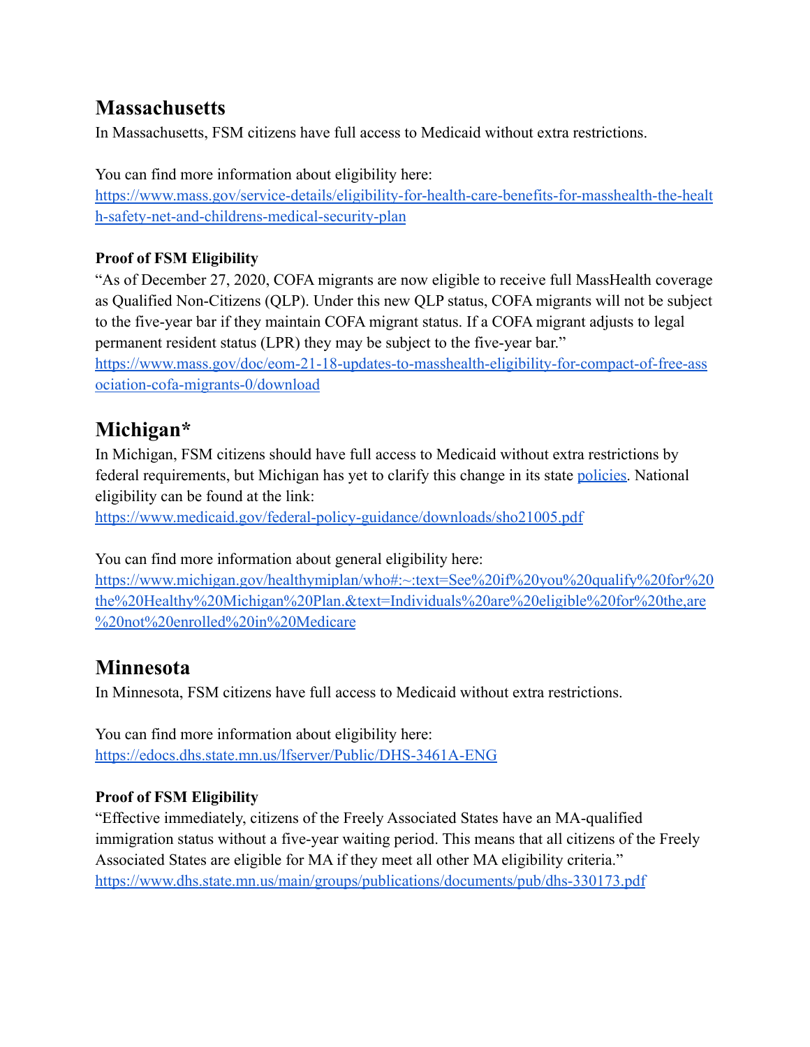## Massachusetts

In Massachusetts, FSM citizens have full access to Medicaid without extra restrictions.

You can find more information about eligibility here:
[https://www.mass.gov/service-details/eligibility-for-health-care-benefits-for-masshealth-the-health-safety-net-and-childrens-medical-security-plan](https://www.mass.gov/service-details/eligibility-for-health-care-benefits-for-masshealth-the-health-safety-net-and-childrens-medical-security-plan)

### Proof of FSM Eligibility

"As of December 27, 2020, COFA migrants are now eligible to receive full MassHealth coverage as Qualified Non-Citizens (QLP). Under this new QLP status, COFA migrants will not be subject to the five-year bar if they maintain COFA migrant status. If a COFA migrant adjusts to legal permanent resident status (LPR) they may be subject to the five-year bar."
[https://www.mass.gov/doc/eom-21-18-updates-to-masshealth-eligibility-for-compact-of-free-association-cofa-migrants-0/download](https://www.mass.gov/doc/eom-21-18-updates-to-masshealth-eligibility-for-compact-of-free-association-cofa-migrants-0/download)

## Michigan*

In Michigan, FSM citizens should have full access to Medicaid without extra restrictions by federal requirements, but Michigan has yet to clarify this change in its state policies. National eligibility can be found at the link:
[https://www.medicaid.gov/federal-policy-guidance/downloads/sho21005.pdf](https://www.medicaid.gov/federal-policy-guidance/downloads/sho21005.pdf)

You can find more information about general eligibility here:
[https://www.michigan.gov/healthymiplan/who#:~:text=See%20if%20you%20qualify%20for%20the%20Healthy%20Michigan%20Plan.&text=Individuals%20are%20eligible%20for%20the,are%20not%20enrolled%20in%20Medicare](https://www.michigan.gov/healthymiplan/who#:~:text=See%20if%20you%20qualify%20for%20the%20Healthy%20Michigan%20Plan.&text=Individuals%20are%20eligible%20for%20the,are%20not%20enrolled%20in%20Medicare)

## Minnesota

In Minnesota, FSM citizens have full access to Medicaid without extra restrictions.

You can find more information about eligibility here:
[https://edocs.dhs.state.mn.us/lfserver/Public/DHS-3461A-ENG](https://edocs.dhs.state.mn.us/lfserver/Public/DHS-3461A-ENG)

### Proof of FSM Eligibility

"Effective immediately, citizens of the Freely Associated States have an MA-qualified immigration status without a five-year waiting period. This means that all citizens of the Freely Associated States are eligible for MA if they meet all other MA eligibility criteria."
[https://www.dhs.state.mn.us/main/groups/publications/documents/pub/dhs-330173.pdf](https://www.dhs.state.mn.us/main/groups/publications/documents/pub/dhs-330173.pdf)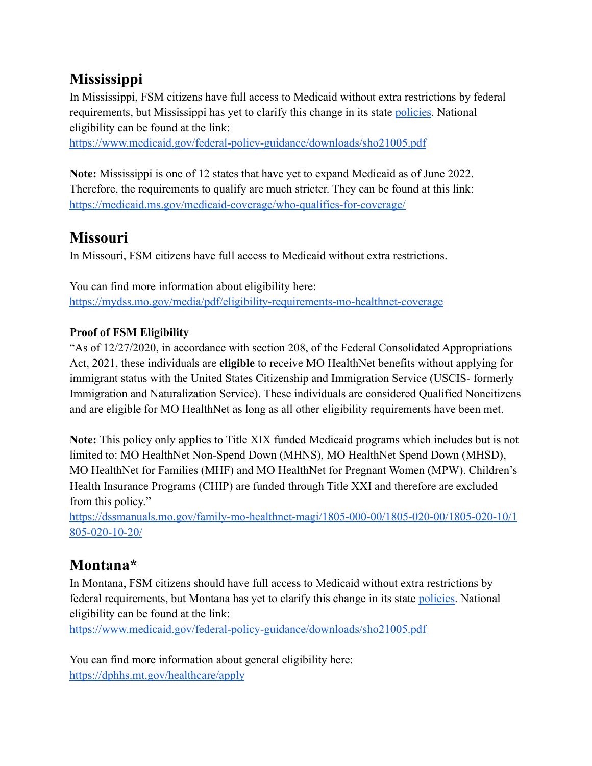## Mississippi

In Mississippi, FSM citizens have full access to Medicaid without extra restrictions by federal requirements, but Mississippi has yet to clarify this change in its state [policies](). National eligibility can be found at the link:
https://www.medicaid.gov/federal-policy-guidance/downloads/sho21005.pdf

**Note:** Mississippi is one of 12 states that have yet to expand Medicaid as of June 2022. Therefore, the requirements to qualify are much stricter. They can be found at this link:
https://medicaid.ms.gov/medicaid-coverage/who-qualifies-for-coverage/

## Missouri

In Missouri, FSM citizens have full access to Medicaid without extra restrictions.

You can find more information about eligibility here:
https://mydss.mo.gov/media/pdf/eligibility-requirements-mo-healthnet-coverage

#### Proof of FSM Eligibility

"As of 12/27/2020, in accordance with section 208, of the Federal Consolidated Appropriations Act, 2021, these individuals are **eligible** to receive MO HealthNet benefits without applying for immigrant status with the United States Citizenship and Immigration Service (USCIS- formerly Immigration and Naturalization Service). These individuals are considered Qualified Noncitizens and are eligible for MO HealthNet as long as all other eligibility requirements have been met.

**Note:** This policy only applies to Title XIX funded Medicaid programs which includes but is not limited to: MO HealthNet Non-Spend Down (MHNS), MO HealthNet Spend Down (MHSD), MO HealthNet for Families (MHF) and MO HealthNet for Pregnant Women (MPW). Children's Health Insurance Programs (CHIP) are funded through Title XXI and therefore are excluded from this policy."
https://dssmanuals.mo.gov/family-mo-healthnet-magi/1805-000-00/1805-020-00/1805-020-10/1805-020-10-20/

## Montana*

In Montana, FSM citizens should have full access to Medicaid without extra restrictions by federal requirements, but Montana has yet to clarify this change in its state [policies](). National eligibility can be found at the link:
https://www.medicaid.gov/federal-policy-guidance/downloads/sho21005.pdf

You can find more information about general eligibility here:
https://dphhs.mt.gov/healthcare/apply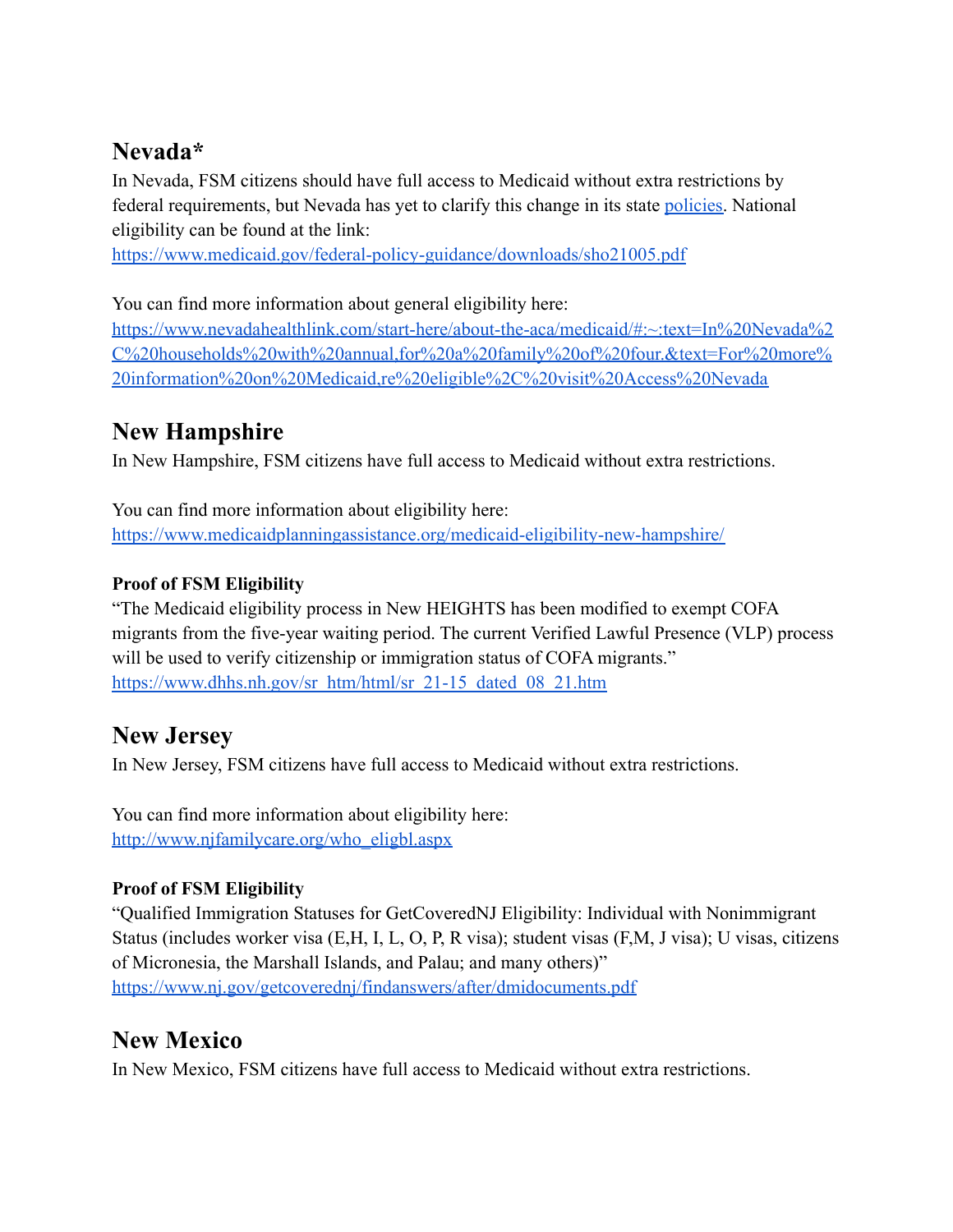## Nevada*

In Nevada, FSM citizens should have full access to Medicaid without extra restrictions by federal requirements, but Nevada has yet to clarify this change in its state [policies](). National eligibility can be found at the link:
https://www.medicaid.gov/federal-policy-guidance/downloads/sho21005.pdf

You can find more information about general eligibility here:
https://www.nevadahealthlink.com/start-here/about-the-aca/medicaid/#:~:text=In%20Nevada%2C%20households%20with%20annual,for%20a%20family%20of%20four.&text=For%20more%20information%20on%20Medicaid,re%20eligible%2C%20visit%20Access%20Nevada

## New Hampshire

In New Hampshire, FSM citizens have full access to Medicaid without extra restrictions.

You can find more information about eligibility here:
https://www.medicaidplanningassistance.org/medicaid-eligibility-new-hampshire/

### Proof of FSM Eligibility

"The Medicaid eligibility process in New HEIGHTS has been modified to exempt COFA migrants from the five-year waiting period. The current Verified Lawful Presence (VLP) process will be used to verify citizenship or immigration status of COFA migrants."
https://www.dhhs.nh.gov/sr_htm/html/sr_21-15_dated_08_21.htm

## New Jersey

In New Jersey, FSM citizens have full access to Medicaid without extra restrictions.

You can find more information about eligibility here:
http://www.njfamilycare.org/who_eligbl.aspx

### Proof of FSM Eligibility

"Qualified Immigration Statuses for GetCoveredNJ Eligibility: Individual with Nonimmigrant Status (includes worker visa (E,H, I, L, O, P, R visa); student visas (F,M, J visa); U visas, citizens of Micronesia, the Marshall Islands, and Palau; and many others)"
https://www.nj.gov/getcoverednj/findanswers/after/dmidocuments.pdf

## New Mexico

In New Mexico, FSM citizens have full access to Medicaid without extra restrictions.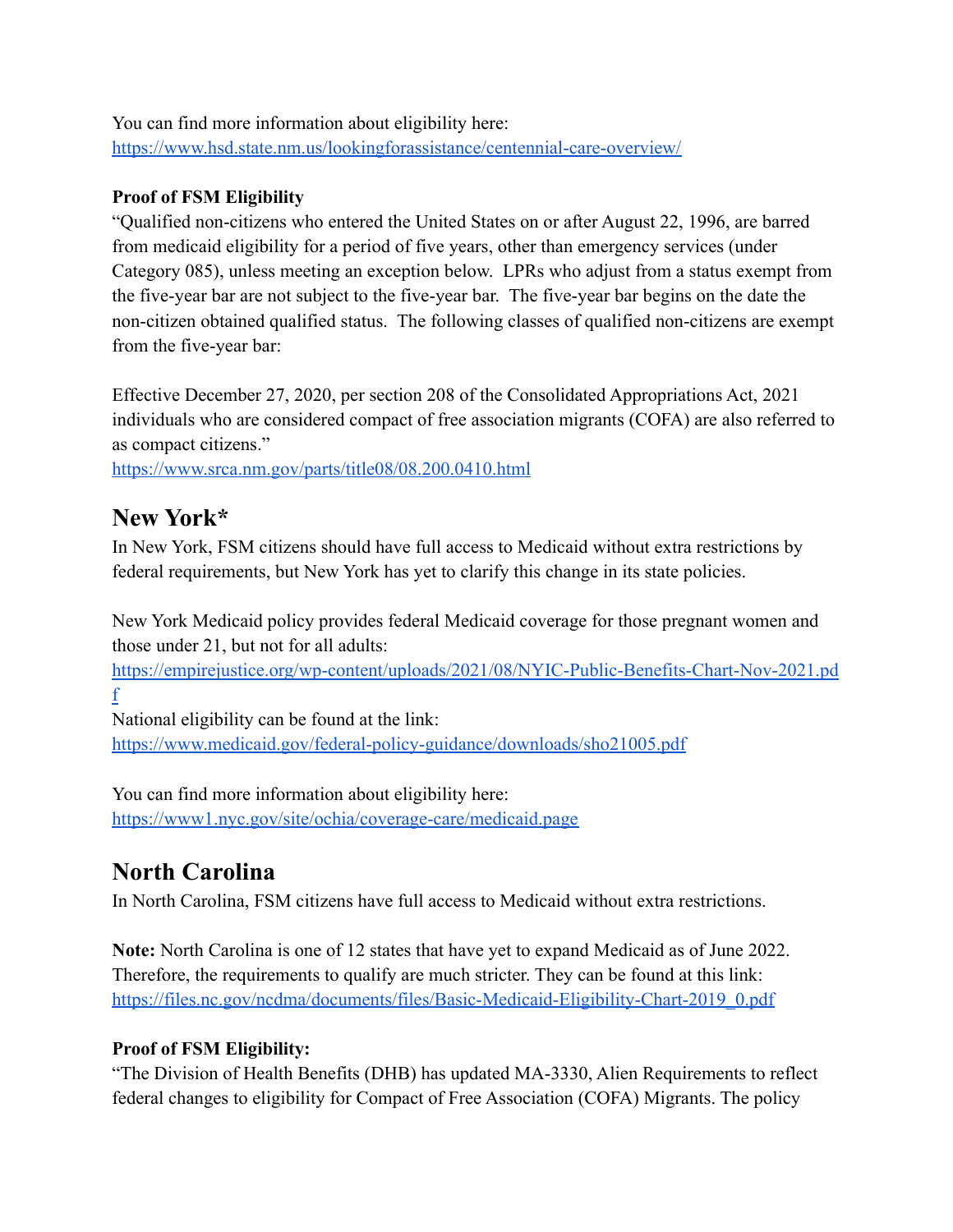You can find more information about eligibility here:
https://www.hsd.state.nm.us/lookingforassistance/centennial-care-overview/

**Proof of FSM Eligibility**

"Qualified non-citizens who entered the United States on or after August 22, 1996, are barred from medicaid eligibility for a period of five years, other than emergency services (under Category 085), unless meeting an exception below. LPRs who adjust from a status exempt from the five-year bar are not subject to the five-year bar. The five-year bar begins on the date the non-citizen obtained qualified status. The following classes of qualified non-citizens are exempt from the five-year bar:

Effective December 27, 2020, per section 208 of the Consolidated Appropriations Act, 2021 individuals who are considered compact of free association migrants (COFA) are also referred to as compact citizens."
https://www.srca.nm.gov/parts/title08/08.200.0410.html

## New York*

In New York, FSM citizens should have full access to Medicaid without extra restrictions by federal requirements, but New York has yet to clarify this change in its state policies.

New York Medicaid policy provides federal Medicaid coverage for those pregnant women and those under 21, but not for all adults:
https://empirejustice.org/wp-content/uploads/2021/08/NYIC-Public-Benefits-Chart-Nov-2021.pdf
National eligibility can be found at the link:
https://www.medicaid.gov/federal-policy-guidance/downloads/sho21005.pdf

You can find more information about eligibility here:
https://www1.nyc.gov/site/ochia/coverage-care/medicaid.page

## North Carolina

In North Carolina, FSM citizens have full access to Medicaid without extra restrictions.

**Note:** North Carolina is one of 12 states that have yet to expand Medicaid as of June 2022. Therefore, the requirements to qualify are much stricter. They can be found at this link:
https://files.nc.gov/ncdma/documents/files/Basic-Medicaid-Eligibility-Chart-2019_0.pdf

**Proof of FSM Eligibility:**

"The Division of Health Benefits (DHB) has updated MA-3330, Alien Requirements to reflect federal changes to eligibility for Compact of Free Association (COFA) Migrants. The policy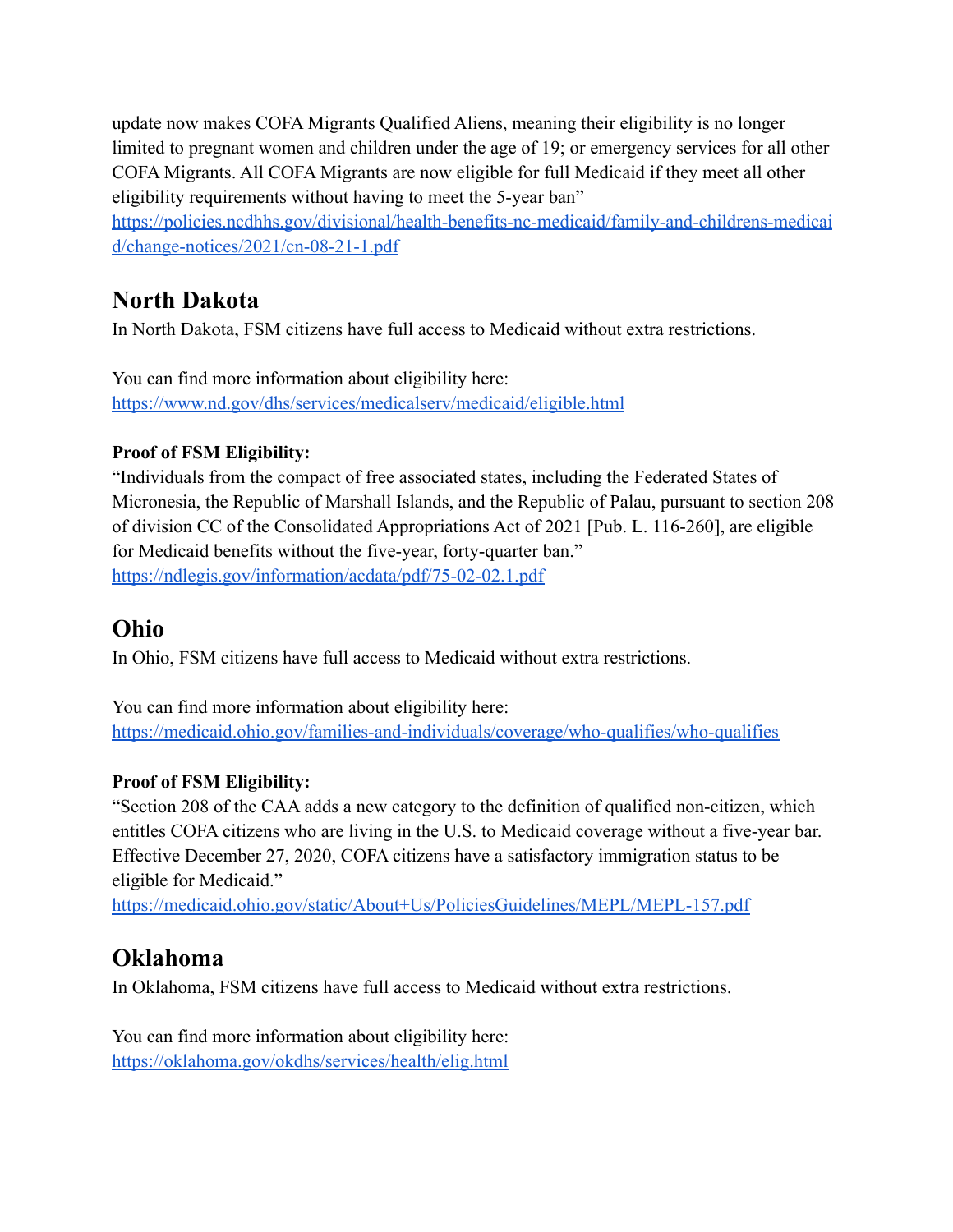update now makes COFA Migrants Qualified Aliens, meaning their eligibility is no longer limited to pregnant women and children under the age of 19; or emergency services for all other COFA Migrants. All COFA Migrants are now eligible for full Medicaid if they meet all other eligibility requirements without having to meet the 5-year ban"
https://policies.ncdhhs.gov/divisional/health-benefits-nc-medicaid/family-and-childrens-medicaid/change-notices/2021/cn-08-21-1.pdf

## North Dakota

In North Dakota, FSM citizens have full access to Medicaid without extra restrictions.

You can find more information about eligibility here:
https://www.nd.gov/dhs/services/medicalserv/medicaid/eligible.html

**Proof of FSM Eligibility:**

"Individuals from the compact of free associated states, including the Federated States of Micronesia, the Republic of Marshall Islands, and the Republic of Palau, pursuant to section 208 of division CC of the Consolidated Appropriations Act of 2021 [Pub. L. 116-260], are eligible for Medicaid benefits without the five-year, forty-quarter ban."
https://ndlegis.gov/information/acdata/pdf/75-02-02.1.pdf

## Ohio

In Ohio, FSM citizens have full access to Medicaid without extra restrictions.

You can find more information about eligibility here:
https://medicaid.ohio.gov/families-and-individuals/coverage/who-qualifies/who-qualifies

**Proof of FSM Eligibility:**

"Section 208 of the CAA adds a new category to the definition of qualified non-citizen, which entitles COFA citizens who are living in the U.S. to Medicaid coverage without a five-year bar. Effective December 27, 2020, COFA citizens have a satisfactory immigration status to be eligible for Medicaid."
https://medicaid.ohio.gov/static/About+Us/PoliciesGuidelines/MEPL/MEPL-157.pdf

## Oklahoma

In Oklahoma, FSM citizens have full access to Medicaid without extra restrictions.

You can find more information about eligibility here:
https://oklahoma.gov/okdhs/services/health/elig.html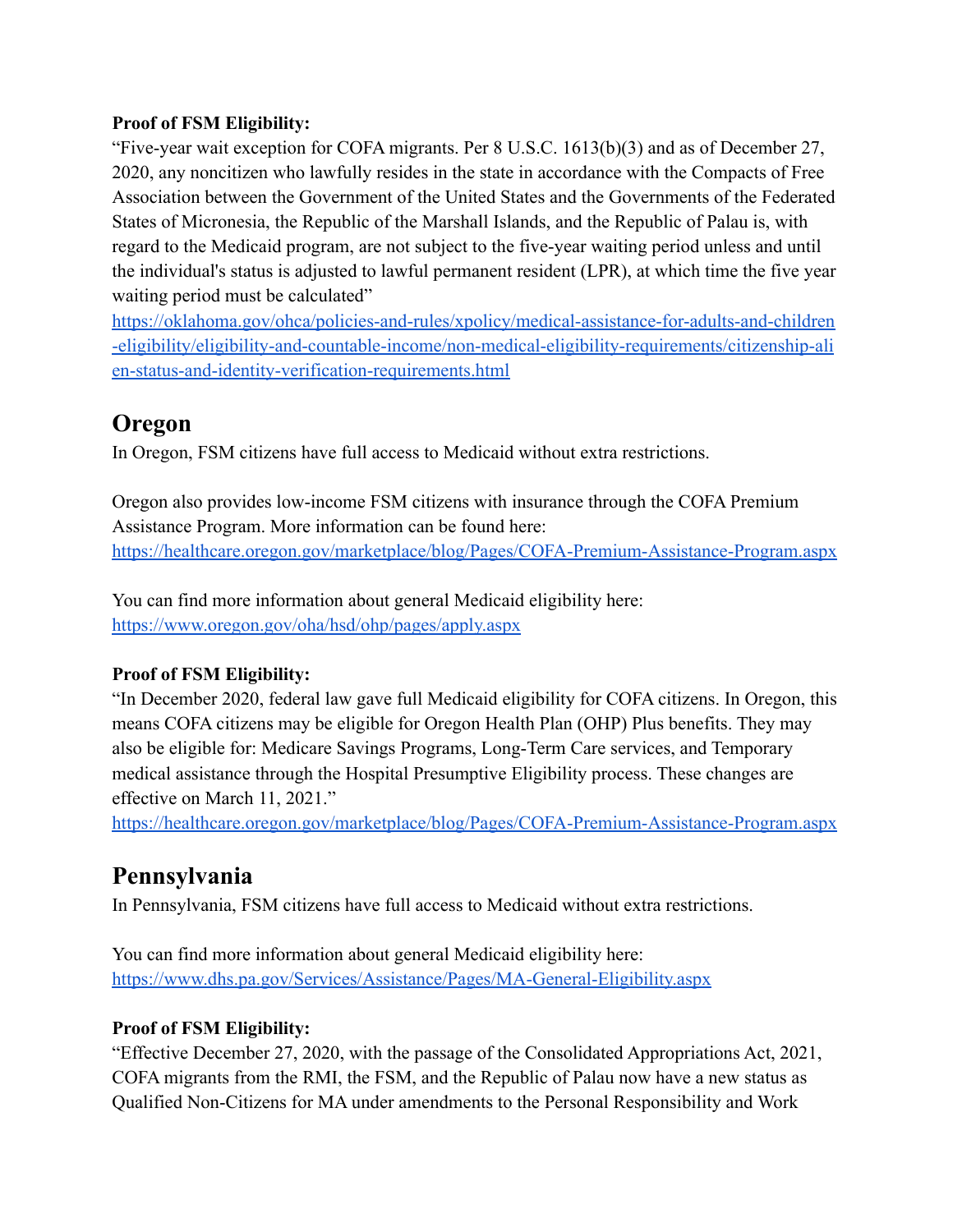**Proof of FSM Eligibility:**

"Five-year wait exception for COFA migrants. Per 8 U.S.C. 1613(b)(3) and as of December 27, 2020, any noncitizen who lawfully resides in the state in accordance with the Compacts of Free Association between the Government of the United States and the Governments of the Federated States of Micronesia, the Republic of the Marshall Islands, and the Republic of Palau is, with regard to the Medicaid program, are not subject to the five-year waiting period unless and until the individual's status is adjusted to lawful permanent resident (LPR), at which time the five year waiting period must be calculated"
[https://oklahoma.gov/ohca/policies-and-rules/xpolicy/medical-assistance-for-adults-and-children-eligibility/eligibility-and-countable-income/non-medical-eligibility-requirements/citizenship-alien-status-and-identity-verification-requirements.html](https://oklahoma.gov/ohca/policies-and-rules/xpolicy/medical-assistance-for-adults-and-children-eligibility/eligibility-and-countable-income/non-medical-eligibility-requirements/citizenship-alien-status-and-identity-verification-requirements.html)

## Oregon

In Oregon, FSM citizens have full access to Medicaid without extra restrictions.

Oregon also provides low-income FSM citizens with insurance through the COFA Premium Assistance Program. More information can be found here:
[https://healthcare.oregon.gov/marketplace/blog/Pages/COFA-Premium-Assistance-Program.aspx](https://healthcare.oregon.gov/marketplace/blog/Pages/COFA-Premium-Assistance-Program.aspx)

You can find more information about general Medicaid eligibility here:
[https://www.oregon.gov/oha/hsd/ohp/pages/apply.aspx](https://www.oregon.gov/oha/hsd/ohp/pages/apply.aspx)

**Proof of FSM Eligibility:**

"In December 2020, federal law gave full Medicaid eligibility for COFA citizens. In Oregon, this means COFA citizens may be eligible for Oregon Health Plan (OHP) Plus benefits. They may also be eligible for: Medicare Savings Programs, Long-Term Care services, and Temporary medical assistance through the Hospital Presumptive Eligibility process. These changes are effective on March 11, 2021."
[https://healthcare.oregon.gov/marketplace/blog/Pages/COFA-Premium-Assistance-Program.aspx](https://healthcare.oregon.gov/marketplace/blog/Pages/COFA-Premium-Assistance-Program.aspx)

## Pennsylvania

In Pennsylvania, FSM citizens have full access to Medicaid without extra restrictions.

You can find more information about general Medicaid eligibility here:
[https://www.dhs.pa.gov/Services/Assistance/Pages/MA-General-Eligibility.aspx](https://www.dhs.pa.gov/Services/Assistance/Pages/MA-General-Eligibility.aspx)

**Proof of FSM Eligibility:**

"Effective December 27, 2020, with the passage of the Consolidated Appropriations Act, 2021, COFA migrants from the RMI, the FSM, and the Republic of Palau now have a new status as Qualified Non-Citizens for MA under amendments to the Personal Responsibility and Work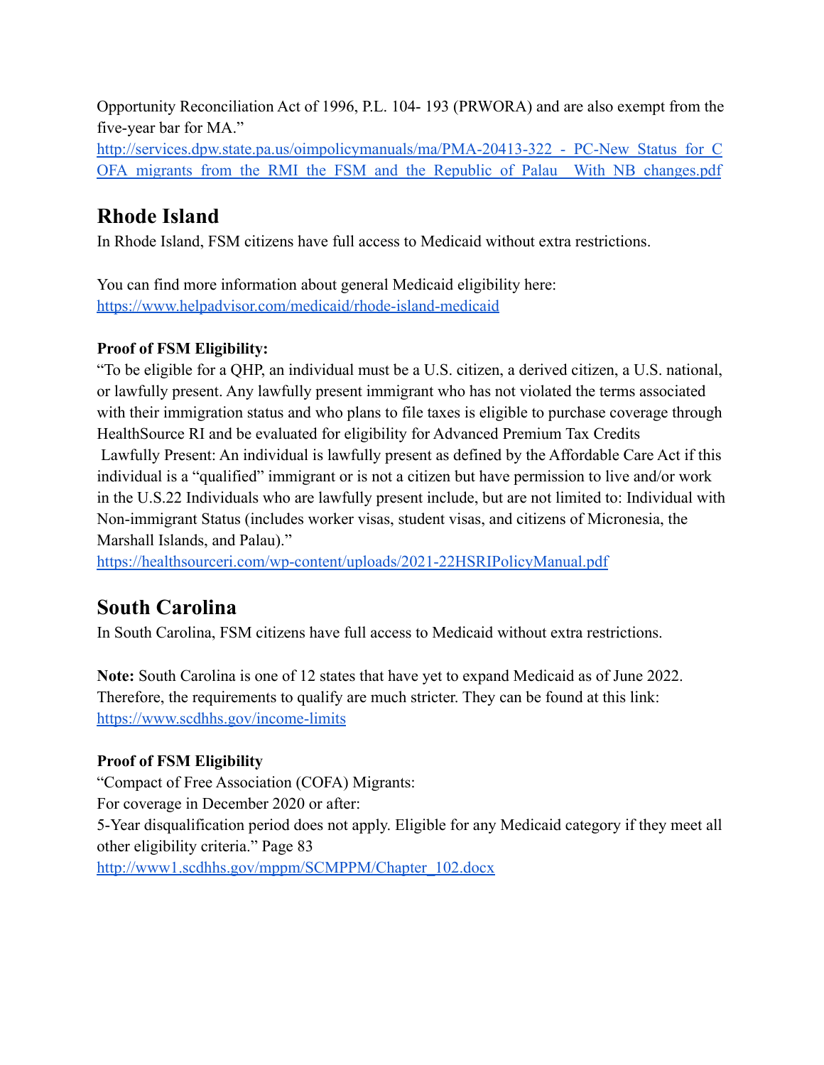Opportunity Reconciliation Act of 1996, P.L. 104- 193 (PRWORA) and are also exempt from the five-year bar for MA."
http://services.dpw.state.pa.us/oimpolicymanuals/ma/PMA-20413-322 - PC-New Status for COFA migrants from the RMI the FSM and the Republic of Palau With NB changes.pdf

## Rhode Island

In Rhode Island, FSM citizens have full access to Medicaid without extra restrictions.

You can find more information about general Medicaid eligibility here:
https://www.helpadvisor.com/medicaid/rhode-island-medicaid

**Proof of FSM Eligibility:**

"To be eligible for a QHP, an individual must be a U.S. citizen, a derived citizen, a U.S. national, or lawfully present. Any lawfully present immigrant who has not violated the terms associated with their immigration status and who plans to file taxes is eligible to purchase coverage through HealthSource RI and be evaluated for eligibility for Advanced Premium Tax Credits
Lawfully Present: An individual is lawfully present as defined by the Affordable Care Act if this individual is a "qualified" immigrant or is not a citizen but have permission to live and/or work in the U.S.22 Individuals who are lawfully present include, but are not limited to: Individual with Non-immigrant Status (includes worker visas, student visas, and citizens of Micronesia, the Marshall Islands, and Palau)."
https://healthsourceri.com/wp-content/uploads/2021-22HSRIPolicyManual.pdf

## South Carolina

In South Carolina, FSM citizens have full access to Medicaid without extra restrictions.

**Note:** South Carolina is one of 12 states that have yet to expand Medicaid as of June 2022. Therefore, the requirements to qualify are much stricter. They can be found at this link:
https://www.scdhhs.gov/income-limits

**Proof of FSM Eligibility**

"Compact of Free Association (COFA) Migrants:
For coverage in December 2020 or after:
5-Year disqualification period does not apply. Eligible for any Medicaid category if they meet all other eligibility criteria." Page 83
http://www1.scdhhs.gov/mppm/SCMPPM/Chapter_102.docx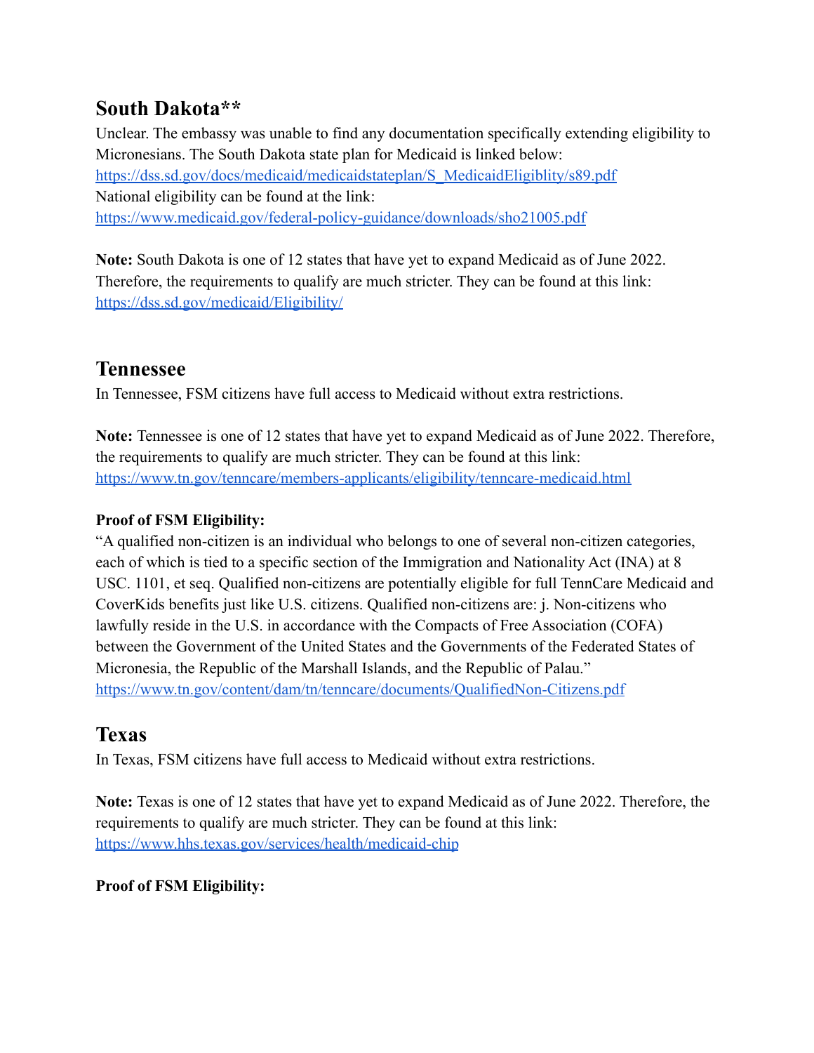## South Dakota**

Unclear. The embassy was unable to find any documentation specifically extending eligibility to Micronesians. The South Dakota state plan for Medicaid is linked below:
https://dss.sd.gov/docs/medicaid/medicaidstateplan/S_MedicaidEligiblity/s89.pdf
National eligibility can be found at the link:
https://www.medicaid.gov/federal-policy-guidance/downloads/sho21005.pdf

**Note:** South Dakota is one of 12 states that have yet to expand Medicaid as of June 2022. Therefore, the requirements to qualify are much stricter. They can be found at this link:
https://dss.sd.gov/medicaid/Eligibility/

## Tennessee

In Tennessee, FSM citizens have full access to Medicaid without extra restrictions.

**Note:** Tennessee is one of 12 states that have yet to expand Medicaid as of June 2022. Therefore, the requirements to qualify are much stricter. They can be found at this link:
https://www.tn.gov/tenncare/members-applicants/eligibility/tenncare-medicaid.html

**Proof of FSM Eligibility:**

"A qualified non-citizen is an individual who belongs to one of several non-citizen categories, each of which is tied to a specific section of the Immigration and Nationality Act (INA) at 8 USC. 1101, et seq. Qualified non-citizens are potentially eligible for full TennCare Medicaid and CoverKids benefits just like U.S. citizens. Qualified non-citizens are: j. Non-citizens who lawfully reside in the U.S. in accordance with the Compacts of Free Association (COFA) between the Government of the United States and the Governments of the Federated States of Micronesia, the Republic of the Marshall Islands, and the Republic of Palau."
https://www.tn.gov/content/dam/tn/tenncare/documents/QualifiedNon-Citizens.pdf

## Texas

In Texas, FSM citizens have full access to Medicaid without extra restrictions.

**Note:** Texas is one of 12 states that have yet to expand Medicaid as of June 2022. Therefore, the requirements to qualify are much stricter. They can be found at this link:
https://www.hhs.texas.gov/services/health/medicaid-chip

**Proof of FSM Eligibility:**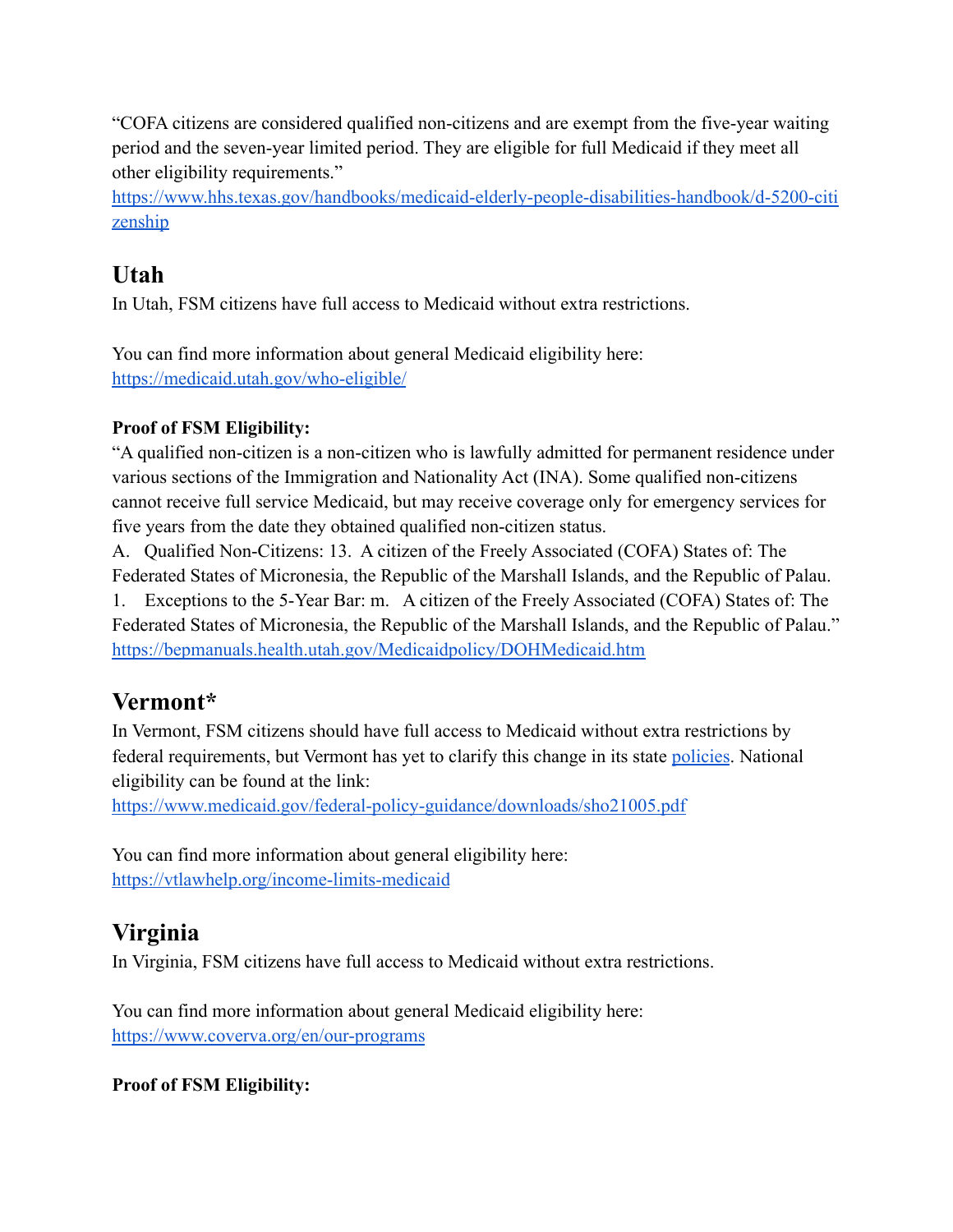"COFA citizens are considered qualified non-citizens and are exempt from the five-year waiting period and the seven-year limited period. They are eligible for full Medicaid if they meet all other eligibility requirements."
[https://www.hhs.texas.gov/handbooks/medicaid-elderly-people-disabilities-handbook/d-5200-citizenship](https://www.hhs.texas.gov/handbooks/medicaid-elderly-people-disabilities-handbook/d-5200-citizenship)

## Utah

In Utah, FSM citizens have full access to Medicaid without extra restrictions.

You can find more information about general Medicaid eligibility here:
[https://medicaid.utah.gov/who-eligible/](https://medicaid.utah.gov/who-eligible/)

**Proof of FSM Eligibility:**

"A qualified non-citizen is a non-citizen who is lawfully admitted for permanent residence under various sections of the Immigration and Nationality Act (INA). Some qualified non-citizens cannot receive full service Medicaid, but may receive coverage only for emergency services for five years from the date they obtained qualified non-citizen status.
A. Qualified Non-Citizens: 13. A citizen of the Freely Associated (COFA) States of: The Federated States of Micronesia, the Republic of the Marshall Islands, and the Republic of Palau.
1. Exceptions to the 5-Year Bar: m. A citizen of the Freely Associated (COFA) States of: The Federated States of Micronesia, the Republic of the Marshall Islands, and the Republic of Palau."
[https://bepmanuals.health.utah.gov/Medicaidpolicy/DOHMedicaid.htm](https://bepmanuals.health.utah.gov/Medicaidpolicy/DOHMedicaid.htm)

## Vermont*

In Vermont, FSM citizens should have full access to Medicaid without extra restrictions by federal requirements, but Vermont has yet to clarify this change in its state policies. National eligibility can be found at the link:
[https://www.medicaid.gov/federal-policy-guidance/downloads/sho21005.pdf](https://www.medicaid.gov/federal-policy-guidance/downloads/sho21005.pdf)

You can find more information about general eligibility here:
[https://vtlawhelp.org/income-limits-medicaid](https://vtlawhelp.org/income-limits-medicaid)

## Virginia

In Virginia, FSM citizens have full access to Medicaid without extra restrictions.

You can find more information about general Medicaid eligibility here:
[https://www.coverva.org/en/our-programs](https://www.coverva.org/en/our-programs)

**Proof of FSM Eligibility:**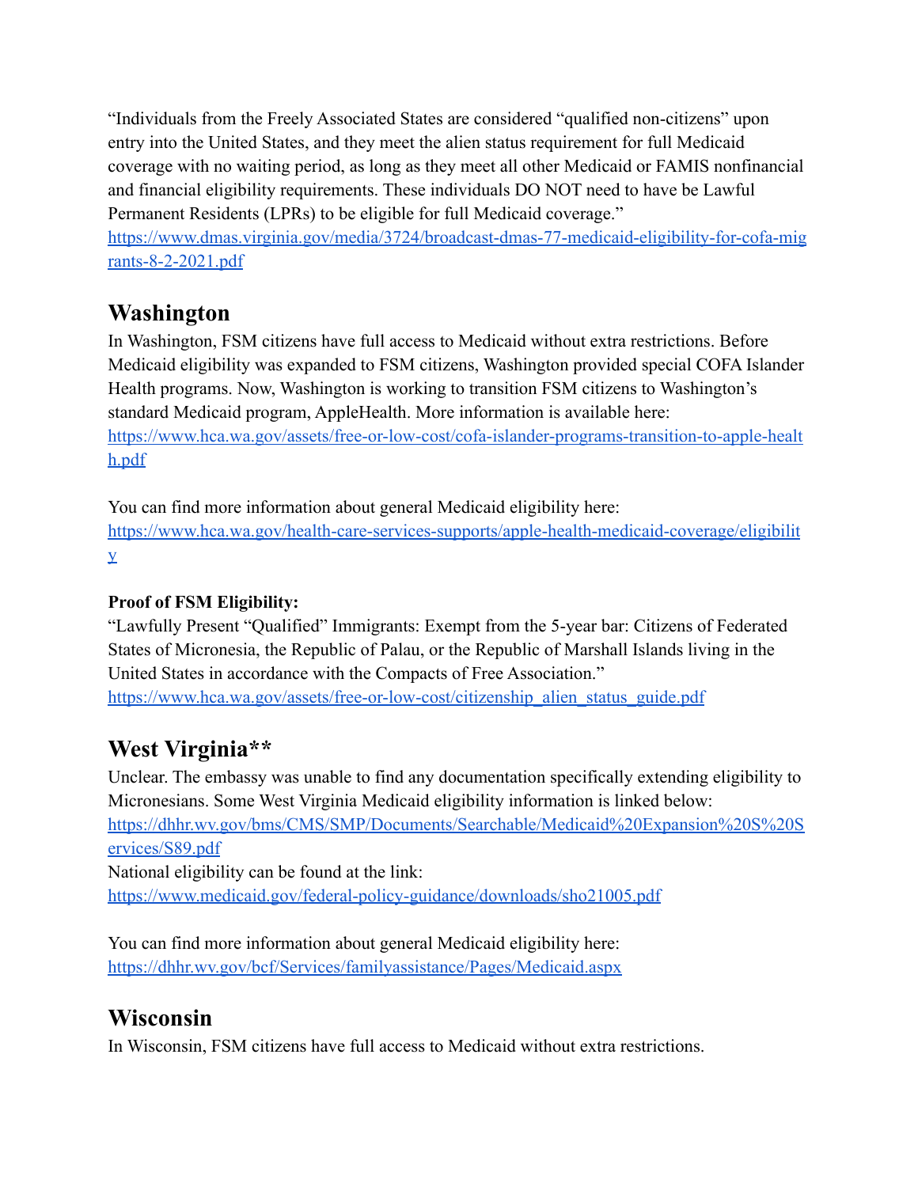"Individuals from the Freely Associated States are considered "qualified non-citizens" upon entry into the United States, and they meet the alien status requirement for full Medicaid coverage with no waiting period, as long as they meet all other Medicaid or FAMIS nonfinancial and financial eligibility requirements. These individuals DO NOT need to have be Lawful Permanent Residents (LPRs) to be eligible for full Medicaid coverage."
https://www.dmas.virginia.gov/media/3724/broadcast-dmas-77-medicaid-eligibility-for-cofa-migrants-8-2-2021.pdf

## Washington

In Washington, FSM citizens have full access to Medicaid without extra restrictions. Before Medicaid eligibility was expanded to FSM citizens, Washington provided special COFA Islander Health programs. Now, Washington is working to transition FSM citizens to Washington's standard Medicaid program, AppleHealth. More information is available here:
https://www.hca.wa.gov/assets/free-or-low-cost/cofa-islander-programs-transition-to-apple-health.pdf

You can find more information about general Medicaid eligibility here:
https://www.hca.wa.gov/health-care-services-supports/apple-health-medicaid-coverage/eligibility

**Proof of FSM Eligibility:**

"Lawfully Present "Qualified" Immigrants: Exempt from the 5-year bar: Citizens of Federated States of Micronesia, the Republic of Palau, or the Republic of Marshall Islands living in the United States in accordance with the Compacts of Free Association."
https://www.hca.wa.gov/assets/free-or-low-cost/citizenship_alien_status_guide.pdf

## West Virginia**

Unclear. The embassy was unable to find any documentation specifically extending eligibility to Micronesians. Some West Virginia Medicaid eligibility information is linked below:
https://dhhr.wv.gov/bms/CMS/SMP/Documents/Searchable/Medicaid%20Expansion%20S%20Services/S89.pdf
National eligibility can be found at the link:
https://www.medicaid.gov/federal-policy-guidance/downloads/sho21005.pdf

You can find more information about general Medicaid eligibility here:
https://dhhr.wv.gov/bcf/Services/familyassistance/Pages/Medicaid.aspx

## Wisconsin

In Wisconsin, FSM citizens have full access to Medicaid without extra restrictions.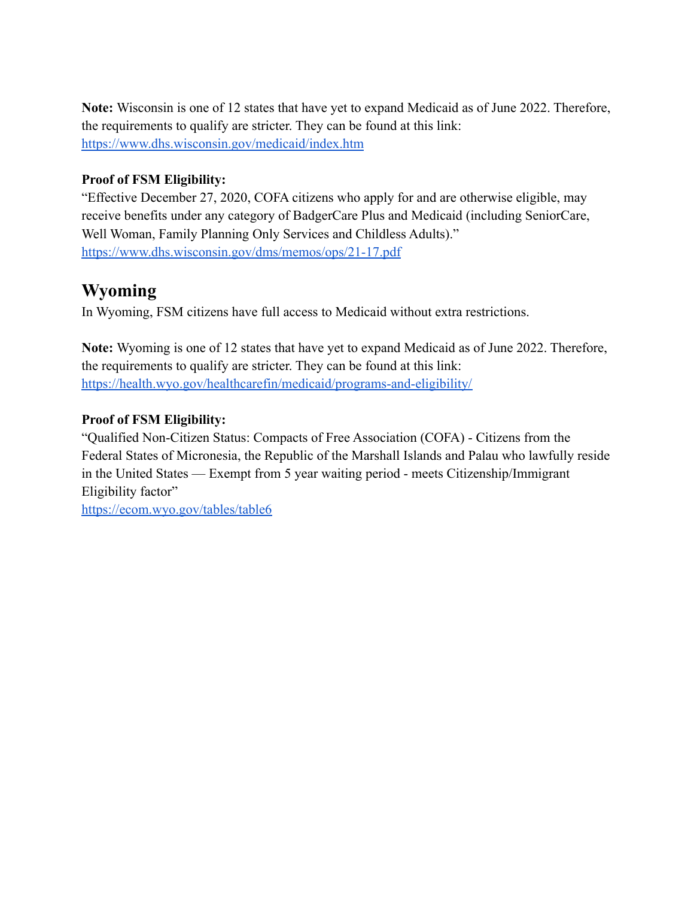**Note:** Wisconsin is one of 12 states that have yet to expand Medicaid as of June 2022. Therefore, the requirements to qualify are stricter. They can be found at this link: https://www.dhs.wisconsin.gov/medicaid/index.htm

**Proof of FSM Eligibility:**
"Effective December 27, 2020, COFA citizens who apply for and are otherwise eligible, may receive benefits under any category of BadgerCare Plus and Medicaid (including SeniorCare, Well Woman, Family Planning Only Services and Childless Adults)."
https://www.dhs.wisconsin.gov/dms/memos/ops/21-17.pdf

## Wyoming

In Wyoming, FSM citizens have full access to Medicaid without extra restrictions.

**Note:** Wyoming is one of 12 states that have yet to expand Medicaid as of June 2022. Therefore, the requirements to qualify are stricter. They can be found at this link: https://health.wyo.gov/healthcarefin/medicaid/programs-and-eligibility/

**Proof of FSM Eligibility:**
"Qualified Non-Citizen Status: Compacts of Free Association (COFA) - Citizens from the Federal States of Micronesia, the Republic of the Marshall Islands and Palau who lawfully reside in the United States — Exempt from 5 year waiting period - meets Citizenship/Immigrant Eligibility factor"
https://ecom.wyo.gov/tables/table6